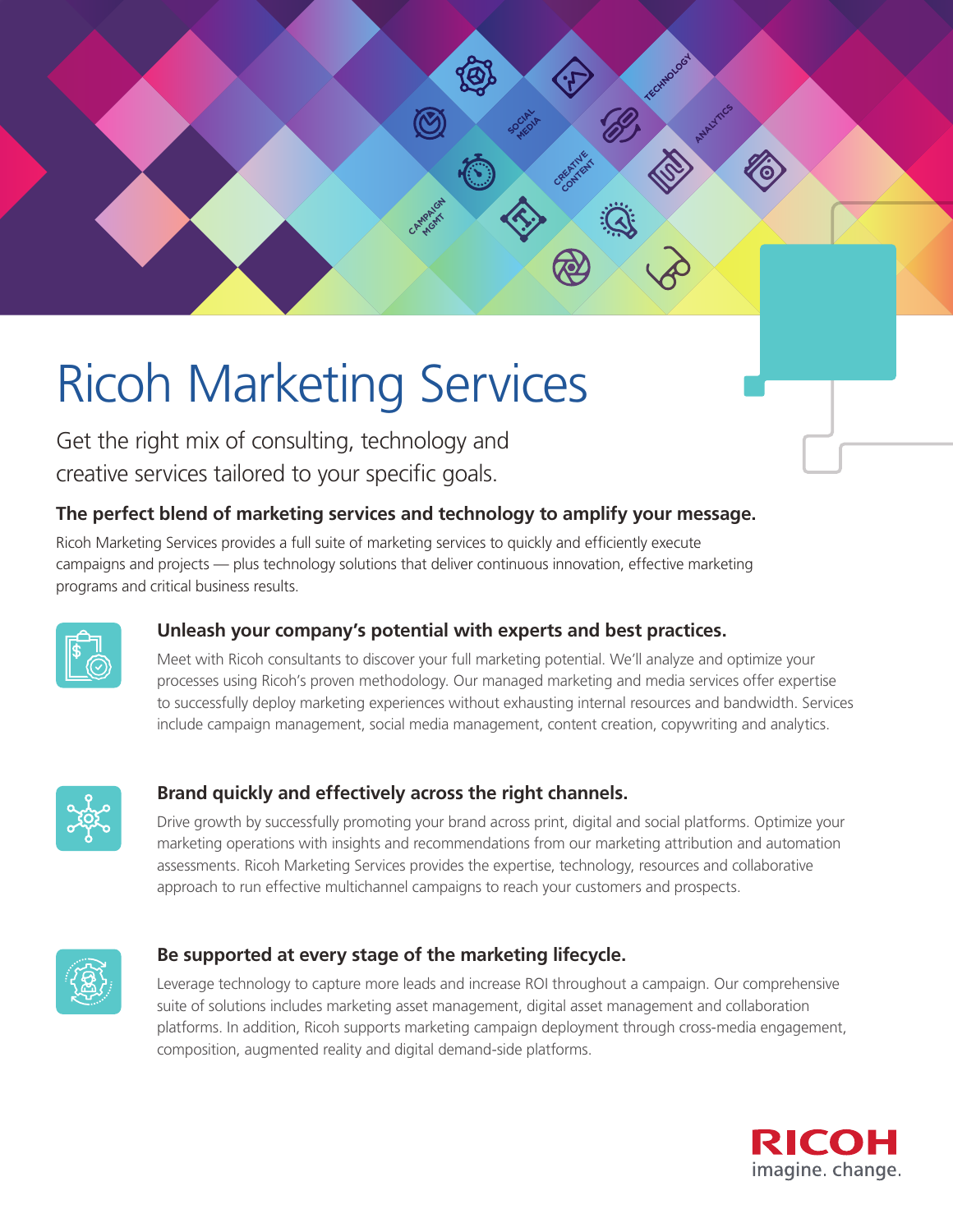# Ricoh Marketing Services

Get the right mix of consulting, technology and creative services tailored to your specific goals.

## The perfect blend of marketing services and technology to amplify your message.

Ricoh Marketing Services provides a full suite of marketing services to quickly and efficiently execute campaigns and projects — plus technology solutions that deliver continuous innovation, effective marketing programs and critical business results.

### Unleash your company's potential with experts and best practices.

Meet with Ricoh consultants to discover your full marketing potential. We'll analyze and optimize your processes using Ricoh's proven methodology. Our managed marketing and media services offer expertise to successfully deploy marketing experiences without exhausting internal resources and bandwidth. Services include campaign management, social media management, content creation, copywriting and analytics.

### Brand quickly and effectively across the right channels.

Drive growth by successfully promoting your brand across print, digital and social platforms. Optimize your marketing operations with insights and recommendations from our marketing attribution and automation assessments. Ricoh Marketing Services provides the expertise, technology, resources and collaborative approach to run effective multichannel campaigns to reach your customers and prospects.

### Be supported at every stage of the marketing lifecycle.

Leverage technology to capture more leads and increase ROI throughout a campaign. Our comprehensive suite of solutions includes marketing asset management, digital asset management and collaboration platforms. In addition, Ricoh supports marketing campaign deployment through cross-media engagement, composition, augmented reality and digital demand-side platforms.

RICOH imagine. change.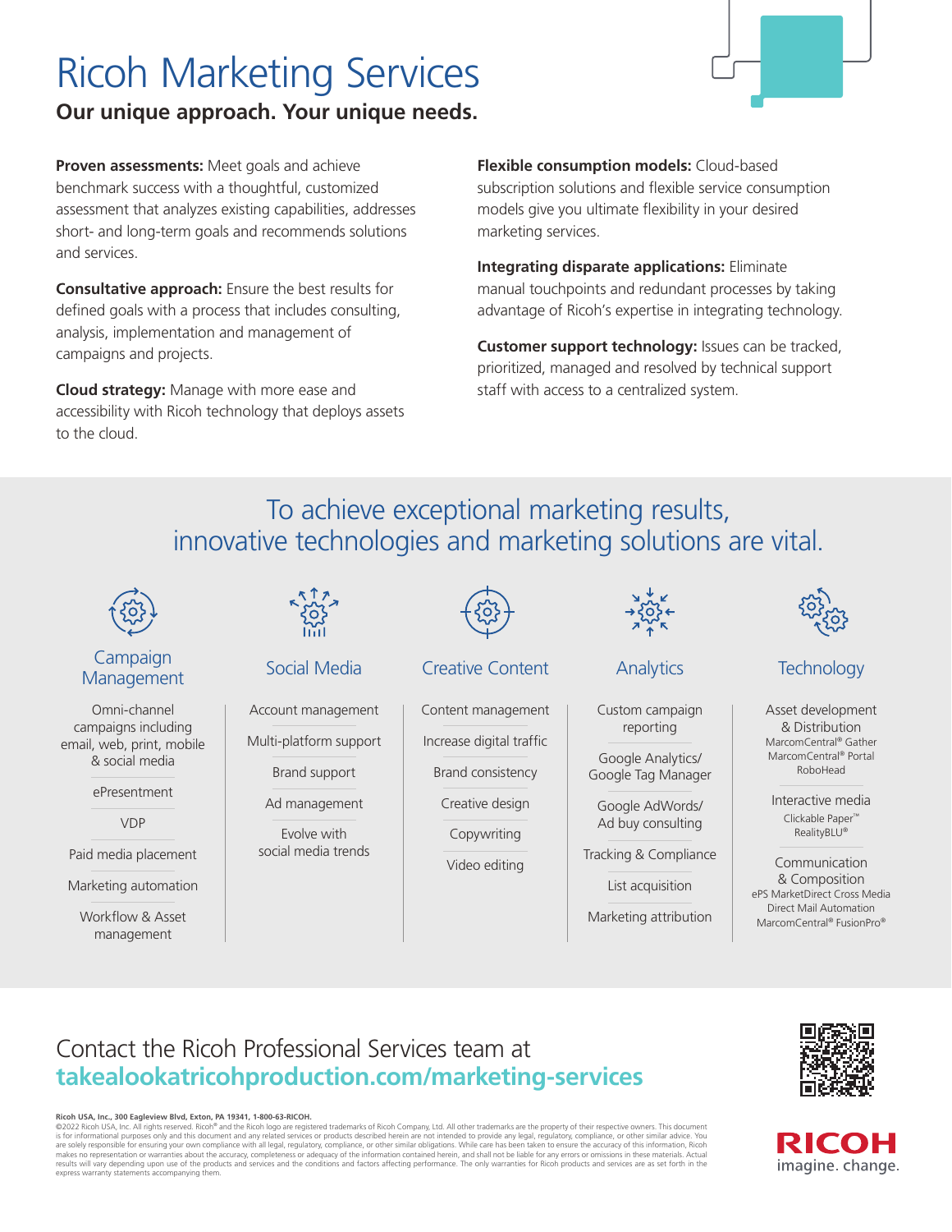# Ricoh Marketing Services

## Our unique approach. Your unique needs.

**Proven assessments:** Meet goals and achieve benchmark success with a thoughtful, customized assessment that analyzes existing capabilities, addresses short- and long-term goals and recommends solutions and services.

**Consultative approach:** Ensure the best results for defined goals with a process that includes consulting, analysis, implementation and management of campaigns and projects.

**Cloud strategy:** Manage with more ease and accessibility with Ricoh technology that deploys assets to the cloud.

**Flexible consumption models:** Cloud-based subscription solutions and flexible service consumption models give you ultimate flexibility in your desired marketing services.

**Integrating disparate applications:** Eliminate manual touchpoints and redundant processes by taking advantage of Ricoh's expertise in integrating technology.

**Customer support technology:** Issues can be tracked, prioritized, managed and resolved by technical support staff with access to a centralized system.

## To achieve exceptional marketing results, innovative technologies and marketing solutions are vital.

### Campaign Management

- Omni-channel campaigns including email, web, print, mobile & social media
- ePresentment
- VDP
- Paid media placement
- Marketing automation
- Workflow & Asset management

### Social Media

- Account management
- Multi-platform support
- Brand support
- Ad management
- Evolve with social media trends

### Creative Content

- Content management
- Increase digital traffic
- Brand consistency
- Creative design
- Copywriting
- Video editing

### Analytics

- Custom campaign reporting
- Google Analytics/ Google Tag Manager
- Google AdWords/ Ad buy consulting
- Tracking & Compliance
- List acquisition
- Marketing attribution

### Technology

- Asset development & Distribution
  MarcomCentral® Gather
  MarcomCentral® Portal
  RoboHead
- Interactive media
  Clickable Paper™
  RealityBLU®
- Communication & Composition
  ePS MarketDirect Cross Media
  Direct Mail Automation
  MarcomCentral® FusionPro®

Contact the Ricoh Professional Services team at
**takealookatricohproduction.com/marketing-services**

**Ricoh USA, Inc., 300 Eagleview Blvd, Exton, PA 19341, 1-800-63-RICOH.**
©2022 Ricoh USA, Inc. All rights reserved. Ricoh® and the Ricoh logo are registered trademarks of Ricoh Company, Ltd. All other trademarks are the property of their respective owners. This document is for informational purposes only and this document and any related services or products described herein are not intended to provide any legal, regulatory, compliance, or other similar advice. You are solely responsible for ensuring your own compliance with all legal, regulatory, compliance, or other similar obligations. While care has been taken to ensure the accuracy of this information, Ricoh makes no representation or warranties about the accuracy, completeness or adequacy of the information contained herein, and shall not be liable for any errors or omissions in these materials. Actual results will vary depending upon use of the products and services and the conditions and factors affecting performance. The only warranties for Ricoh products and services are as set forth in the express warranty statements accompanying them.

RICOH
imagine. change.